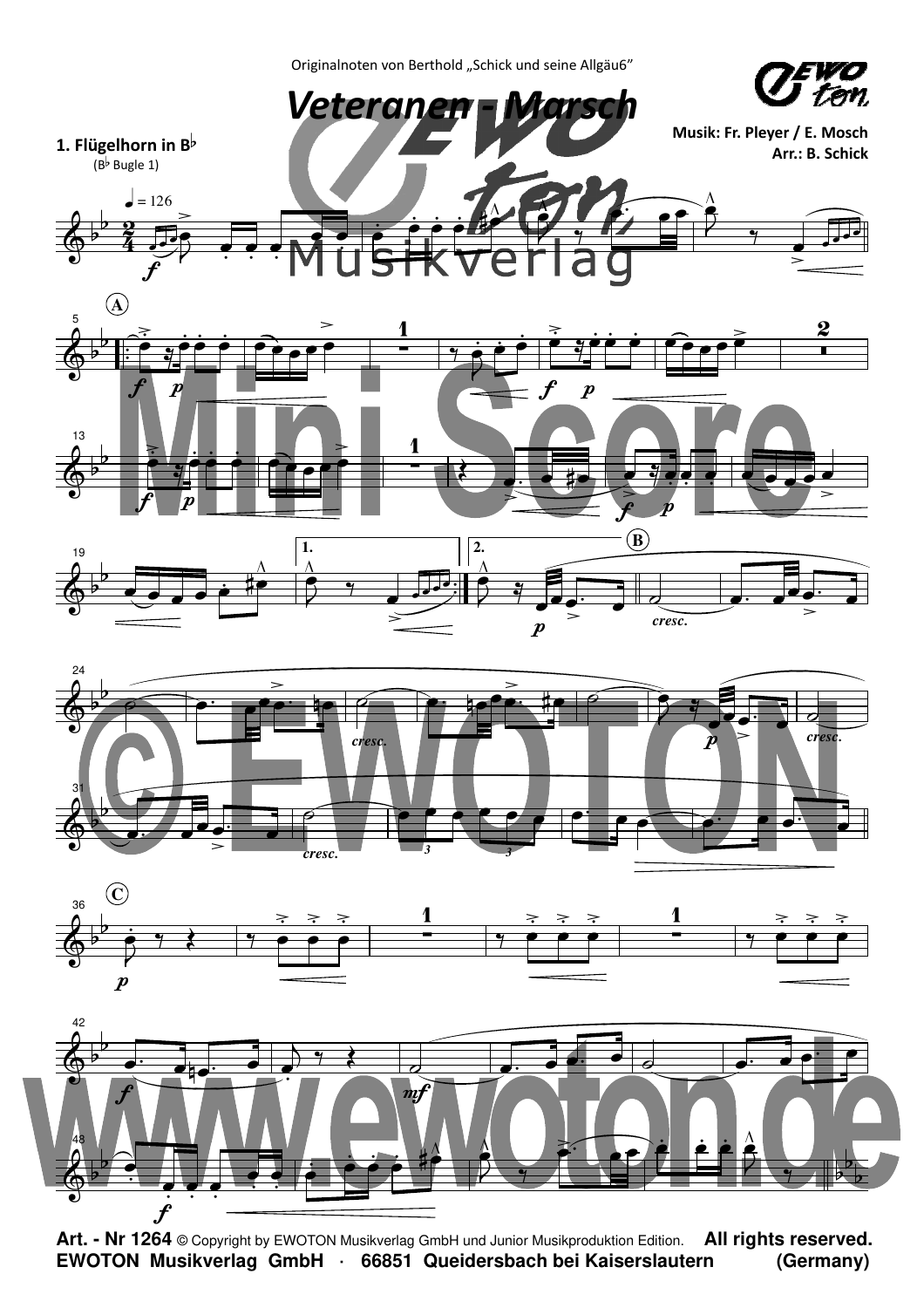Originalnoten von Berthold „Schick und seine Allgäu6"

# Veteranen - Marsch

**1. Flügelhorn in B♭**
(B♭ Bugle 1)

**Musik: Fr. Pleyer / E. Mosch**
**Arr.: B. Schick**

**Art. - Nr 1264** © Copyright by EWOTON Musikverlag GmbH und Junior Musikproduktion Edition. **All rights reserved.**
**EWOTON Musikverlag GmbH · 66851 Queidersbach bei Kaiserslautern (Germany)**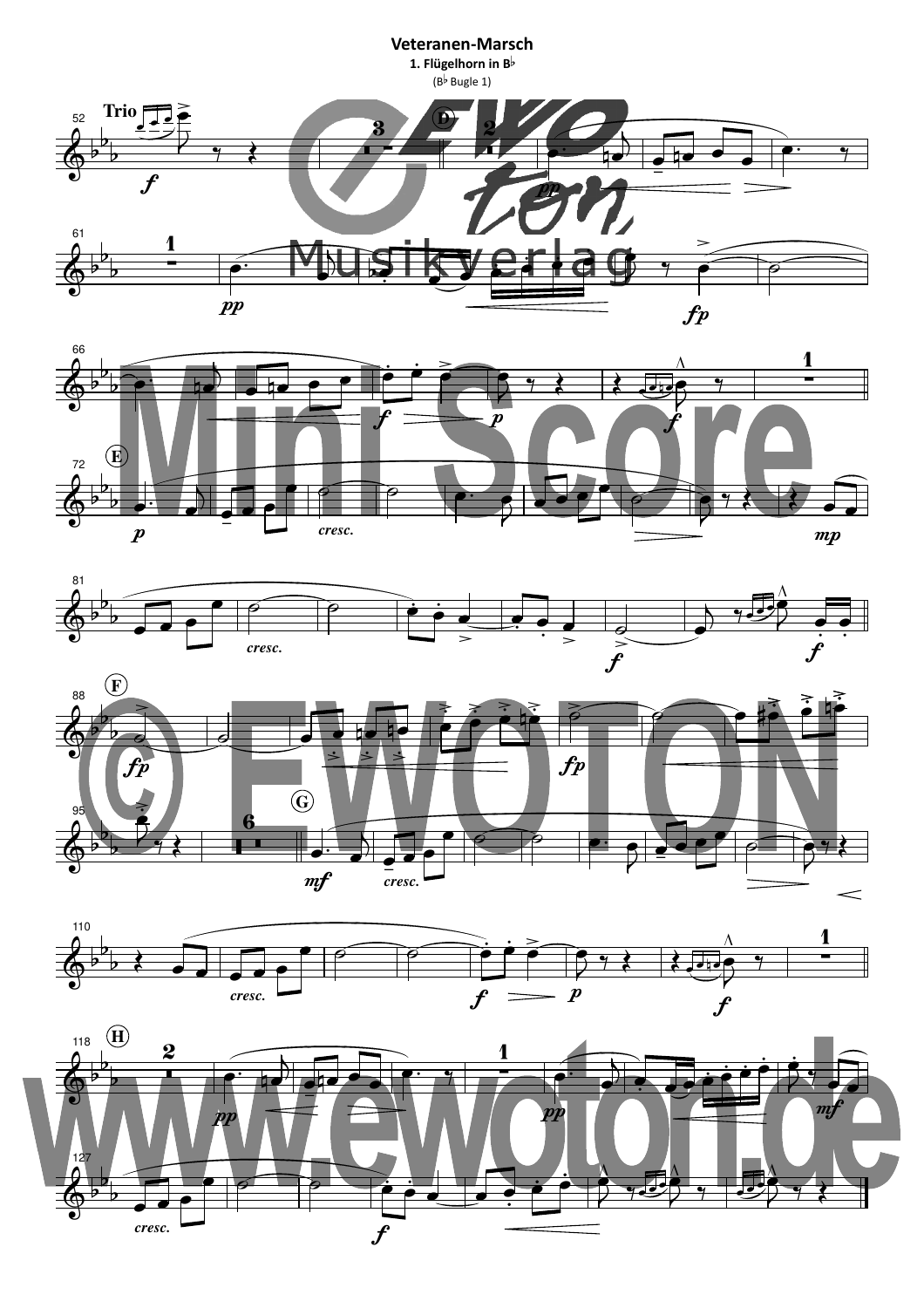# Veteranen-Marsch

**1. Flügelhorn in B♭**

(B♭ Bugle 1)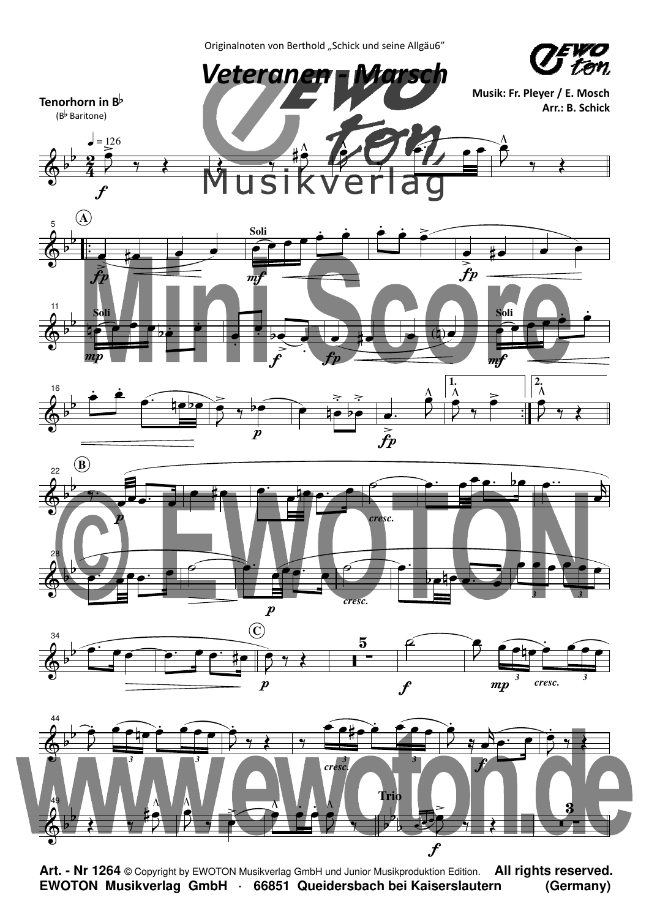Originalnoten von Berthold „Schick und seine Allgäu6"

# Veteranen - Marsch

**Tenorhorn in B♭**
(B♭ Baritone)

**Musik: Fr. Pleyer / E. Mosch**
**Arr.: B. Schick**

**Art. - Nr 1264** © Copyright by EWOTON Musikverlag GmbH und Junior Musikproduktion Edition. **All rights reserved.**
**EWOTON Musikverlag GmbH · 66851 Queidersbach bei Kaiserslautern (Germany)**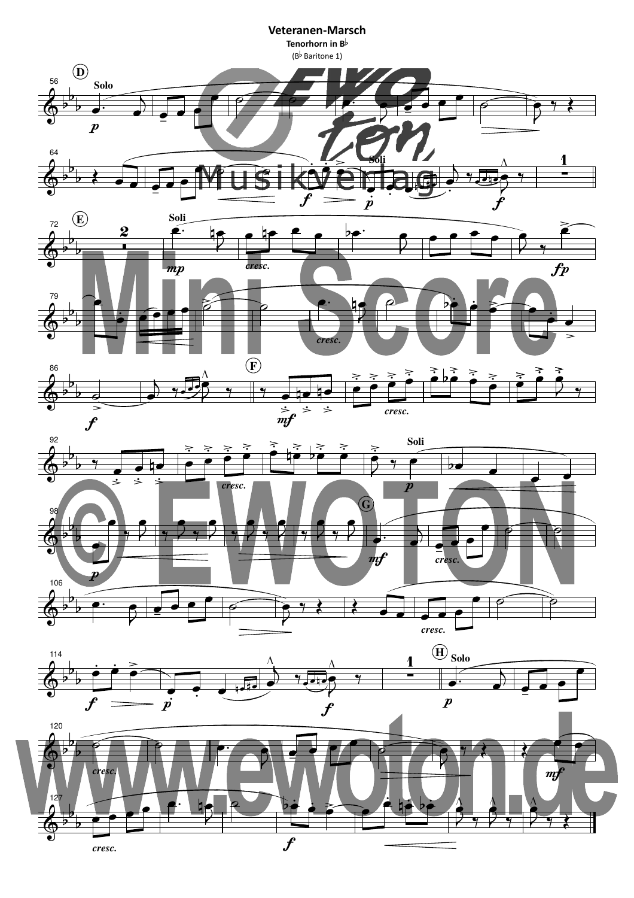# Veteranen-Marsch

**Tenorhorn in B♭**

(B♭ Baritone 1)